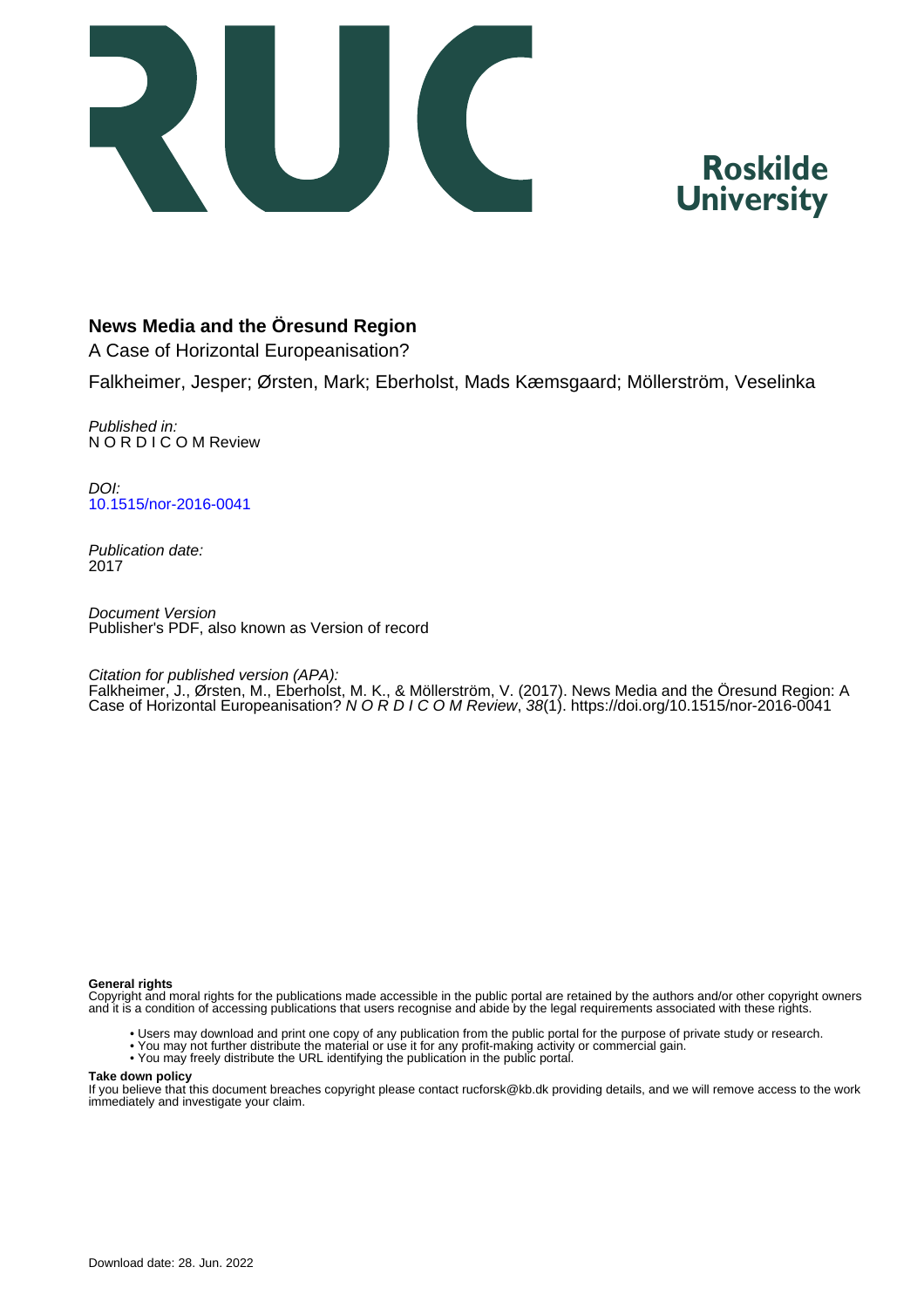# News Media and the Öresund Region

A Case of Horizontal Europeanisation?

Falkheimer, Jesper; Ørsten, Mark; Eberholst, Mads Kæmsgaard; Möllerström, Veselinka

*Published in:*
N O R D I C O M Review

*DOI:*
10.1515/nor-2016-0041

*Publication date:*
2017

*Document Version*
Publisher's PDF, also known as Version of record

*Citation for published version (APA):*
Falkheimer, J., Ørsten, M., Eberholst, M. K., & Möllerström, V. (2017). News Media and the Öresund Region: A Case of Horizontal Europeanisation? *N O R D I C O M Review*, *38*(1). https://doi.org/10.1515/nor-2016-0041

**General rights**
Copyright and moral rights for the publications made accessible in the public portal are retained by the authors and/or other copyright owners and it is a condition of accessing publications that users recognise and abide by the legal requirements associated with these rights.

- Users may download and print one copy of any publication from the public portal for the purpose of private study or research.
- You may not further distribute the material or use it for any profit-making activity or commercial gain.
- You may freely distribute the URL identifying the publication in the public portal.

**Take down policy**
If you believe that this document breaches copyright please contact rucforsk@kb.dk providing details, and we will remove access to the work immediately and investigate your claim.

Download date: 28. Jun. 2022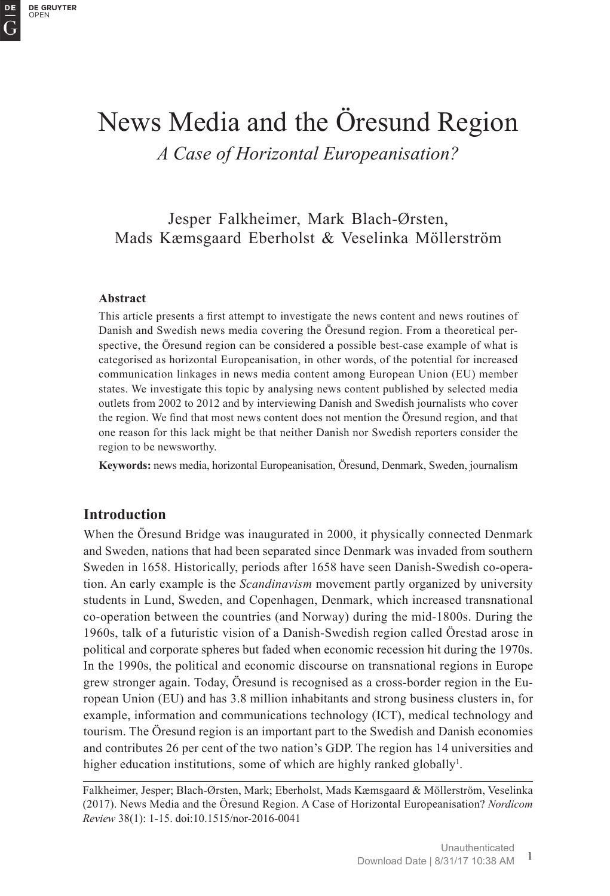# News Media and the Öresund Region

*A Case of Horizontal Europeanisation?*

Jesper Falkheimer, Mark Blach-Ørsten,
Mads Kæmsgaard Eberholst & Veselinka Möllerström

**Abstract**

This article presents a first attempt to investigate the news content and news routines of Danish and Swedish news media covering the Öresund region. From a theoretical perspective, the Öresund region can be considered a possible best-case example of what is categorised as horizontal Europeanisation, in other words, of the potential for increased communication linkages in news media content among European Union (EU) member states. We investigate this topic by analysing news content published by selected media outlets from 2002 to 2012 and by interviewing Danish and Swedish journalists who cover the region. We find that most news content does not mention the Öresund region, and that one reason for this lack might be that neither Danish nor Swedish reporters consider the region to be newsworthy.

**Keywords:** news media, horizontal Europeanisation, Öresund, Denmark, Sweden, journalism

## Introduction

When the Öresund Bridge was inaugurated in 2000, it physically connected Denmark and Sweden, nations that had been separated since Denmark was invaded from southern Sweden in 1658. Historically, periods after 1658 have seen Danish-Swedish co-operation. An early example is the *Scandinavism* movement partly organized by university students in Lund, Sweden, and Copenhagen, Denmark, which increased transnational co-operation between the countries (and Norway) during the mid-1800s. During the 1960s, talk of a futuristic vision of a Danish-Swedish region called Örestad arose in political and corporate spheres but faded when economic recession hit during the 1970s. In the 1990s, the political and economic discourse on transnational regions in Europe grew stronger again. Today, Öresund is recognised as a cross-border region in the European Union (EU) and has 3.8 million inhabitants and strong business clusters in, for example, information and communications technology (ICT), medical technology and tourism. The Öresund region is an important part to the Swedish and Danish economies and contributes 26 per cent of the two nation's GDP. The region has 14 universities and higher education institutions, some of which are highly ranked globally[1].

Falkheimer, Jesper; Blach-Ørsten, Mark; Eberholst, Mads Kæmsgaard & Möllerström, Veselinka (2017). News Media and the Öresund Region. A Case of Horizontal Europeanisation? *Nordicom Review* 38(1): 1-15. doi:10.1515/nor-2016-0041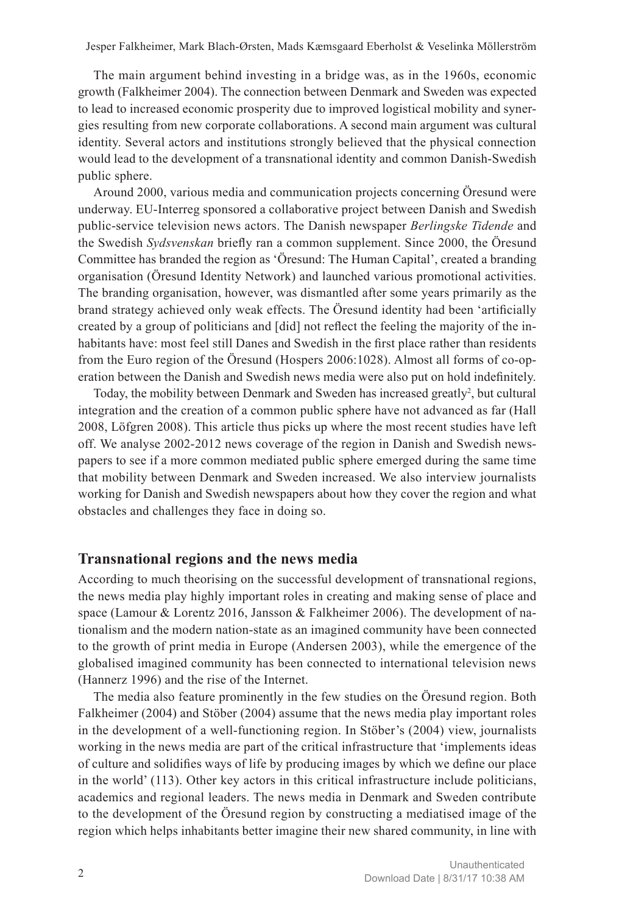The main argument behind investing in a bridge was, as in the 1960s, economic growth (Falkheimer 2004). The connection between Denmark and Sweden was expected to lead to increased economic prosperity due to improved logistical mobility and synergies resulting from new corporate collaborations. A second main argument was cultural identity. Several actors and institutions strongly believed that the physical connection would lead to the development of a transnational identity and common Danish-Swedish public sphere.

Around 2000, various media and communication projects concerning Öresund were underway. EU-Interreg sponsored a collaborative project between Danish and Swedish public-service television news actors. The Danish newspaper *Berlingske Tidende* and the Swedish *Sydsvenskan* briefly ran a common supplement. Since 2000, the Öresund Committee has branded the region as 'Öresund: The Human Capital', created a branding organisation (Öresund Identity Network) and launched various promotional activities. The branding organisation, however, was dismantled after some years primarily as the brand strategy achieved only weak effects. The Öresund identity had been 'artificially created by a group of politicians and [did] not reflect the feeling the majority of the inhabitants have: most feel still Danes and Swedish in the first place rather than residents from the Euro region of the Öresund (Hospers 2006:1028). Almost all forms of co-operation between the Danish and Swedish news media were also put on hold indefinitely.

Today, the mobility between Denmark and Sweden has increased greatly[2], but cultural integration and the creation of a common public sphere have not advanced as far (Hall 2008, Löfgren 2008). This article thus picks up where the most recent studies have left off. We analyse 2002-2012 news coverage of the region in Danish and Swedish newspapers to see if a more common mediated public sphere emerged during the same time that mobility between Denmark and Sweden increased. We also interview journalists working for Danish and Swedish newspapers about how they cover the region and what obstacles and challenges they face in doing so.

## Transnational regions and the news media

According to much theorising on the successful development of transnational regions, the news media play highly important roles in creating and making sense of place and space (Lamour & Lorentz 2016, Jansson & Falkheimer 2006). The development of nationalism and the modern nation-state as an imagined community have been connected to the growth of print media in Europe (Andersen 2003), while the emergence of the globalised imagined community has been connected to international television news (Hannerz 1996) and the rise of the Internet.

The media also feature prominently in the few studies on the Öresund region. Both Falkheimer (2004) and Stöber (2004) assume that the news media play important roles in the development of a well-functioning region. In Stöber's (2004) view, journalists working in the news media are part of the critical infrastructure that 'implements ideas of culture and solidifies ways of life by producing images by which we define our place in the world' (113). Other key actors in this critical infrastructure include politicians, academics and regional leaders. The news media in Denmark and Sweden contribute to the development of the Öresund region by constructing a mediatised image of the region which helps inhabitants better imagine their new shared community, in line with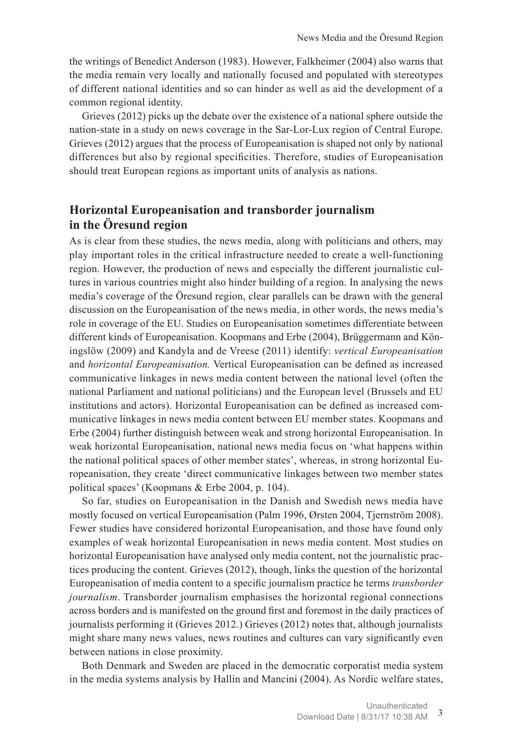the writings of Benedict Anderson (1983). However, Falkheimer (2004) also warns that the media remain very locally and nationally focused and populated with stereotypes of different national identities and so can hinder as well as aid the development of a common regional identity.

Grieves (2012) picks up the debate over the existence of a national sphere outside the nation-state in a study on news coverage in the Sar-Lor-Lux region of Central Europe. Grieves (2012) argues that the process of Europeanisation is shaped not only by national differences but also by regional specificities. Therefore, studies of Europeanisation should treat European regions as important units of analysis as nations.

## Horizontal Europeanisation and transborder journalism in the Öresund region

As is clear from these studies, the news media, along with politicians and others, may play important roles in the critical infrastructure needed to create a well-functioning region. However, the production of news and especially the different journalistic cultures in various countries might also hinder building of a region. In analysing the news media's coverage of the Öresund region, clear parallels can be drawn with the general discussion on the Europeanisation of the news media, in other words, the news media's role in coverage of the EU. Studies on Europeanisation sometimes differentiate between different kinds of Europeanisation. Koopmans and Erbe (2004), Brüggermann and Köningslöw (2009) and Kandyla and de Vreese (2011) identify: *vertical Europeanisation* and *horizontal Europeanisation.* Vertical Europeanisation can be defined as increased communicative linkages in news media content between the national level (often the national Parliament and national politicians) and the European level (Brussels and EU institutions and actors). Horizontal Europeanisation can be defined as increased communicative linkages in news media content between EU member states. Koopmans and Erbe (2004) further distinguish between weak and strong horizontal Europeanisation. In weak horizontal Europeanisation, national news media focus on 'what happens within the national political spaces of other member states', whereas, in strong horizontal Europeanisation, they create 'direct communicative linkages between two member states political spaces' (Koopmans & Erbe 2004, p. 104).

So far, studies on Europeanisation in the Danish and Swedish news media have mostly focused on vertical Europeanisation (Palm 1996, Ørsten 2004, Tjernström 2008). Fewer studies have considered horizontal Europeanisation, and those have found only examples of weak horizontal Europeanisation in news media content. Most studies on horizontal Europeanisation have analysed only media content, not the journalistic practices producing the content. Grieves (2012), though, links the question of the horizontal Europeanisation of media content to a specific journalism practice he terms *transborder journalism*. Transborder journalism emphasises the horizontal regional connections across borders and is manifested on the ground first and foremost in the daily practices of journalists performing it (Grieves 2012.) Grieves (2012) notes that, although journalists might share many news values, news routines and cultures can vary significantly even between nations in close proximity.

Both Denmark and Sweden are placed in the democratic corporatist media system in the media systems analysis by Hallin and Mancini (2004). As Nordic welfare states,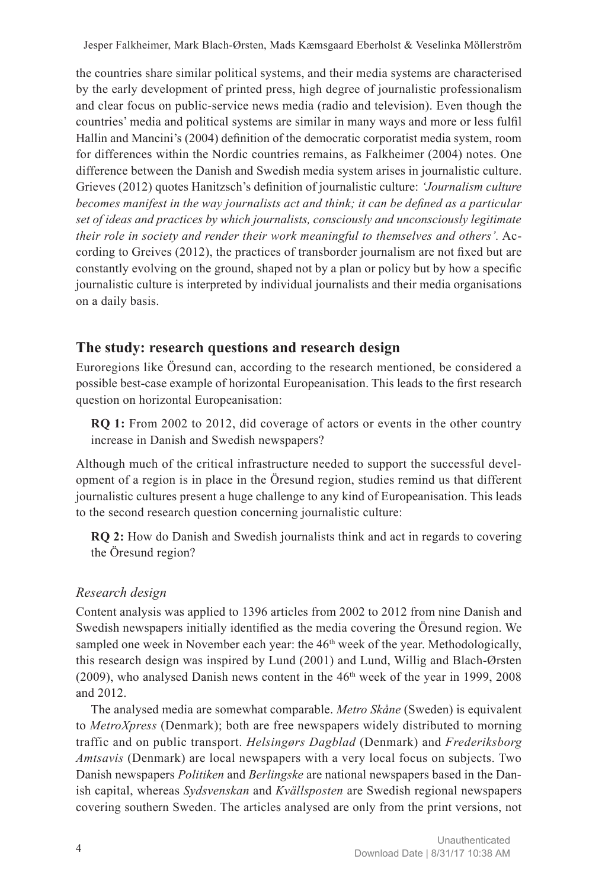the countries share similar political systems, and their media systems are characterised by the early development of printed press, high degree of journalistic professionalism and clear focus on public-service news media (radio and television). Even though the countries' media and political systems are similar in many ways and more or less fulfil Hallin and Mancini's (2004) definition of the democratic corporatist media system, room for differences within the Nordic countries remains, as Falkheimer (2004) notes. One difference between the Danish and Swedish media system arises in journalistic culture. Grieves (2012) quotes Hanitzsch's definition of journalistic culture: *'Journalism culture becomes manifest in the way journalists act and think; it can be defined as a particular set of ideas and practices by which journalists, consciously and unconsciously legitimate their role in society and render their work meaningful to themselves and others'*. According to Greives (2012), the practices of transborder journalism are not fixed but are constantly evolving on the ground, shaped not by a plan or policy but by how a specific journalistic culture is interpreted by individual journalists and their media organisations on a daily basis.

## The study: research questions and research design

Euroregions like Öresund can, according to the research mentioned, be considered a possible best-case example of horizontal Europeanisation. This leads to the first research question on horizontal Europeanisation:

> **RQ 1:** From 2002 to 2012, did coverage of actors or events in the other country increase in Danish and Swedish newspapers?

Although much of the critical infrastructure needed to support the successful development of a region is in place in the Öresund region, studies remind us that different journalistic cultures present a huge challenge to any kind of Europeanisation. This leads to the second research question concerning journalistic culture:

> **RQ 2:** How do Danish and Swedish journalists think and act in regards to covering the Öresund region?

### *Research design*

Content analysis was applied to 1396 articles from 2002 to 2012 from nine Danish and Swedish newspapers initially identified as the media covering the Öresund region. We sampled one week in November each year: the 46th week of the year. Methodologically, this research design was inspired by Lund (2001) and Lund, Willig and Blach-Ørsten (2009), who analysed Danish news content in the 46th week of the year in 1999, 2008 and 2012.

The analysed media are somewhat comparable. *Metro Skåne* (Sweden) is equivalent to *MetroXpress* (Denmark); both are free newspapers widely distributed to morning traffic and on public transport. *Helsingørs Dagblad* (Denmark) and *Frederiksborg Amtsavis* (Denmark) are local newspapers with a very local focus on subjects. Two Danish newspapers *Politiken* and *Berlingske* are national newspapers based in the Danish capital, whereas *Sydsvenskan* and *Kvällsposten* are Swedish regional newspapers covering southern Sweden. The articles analysed are only from the print versions, not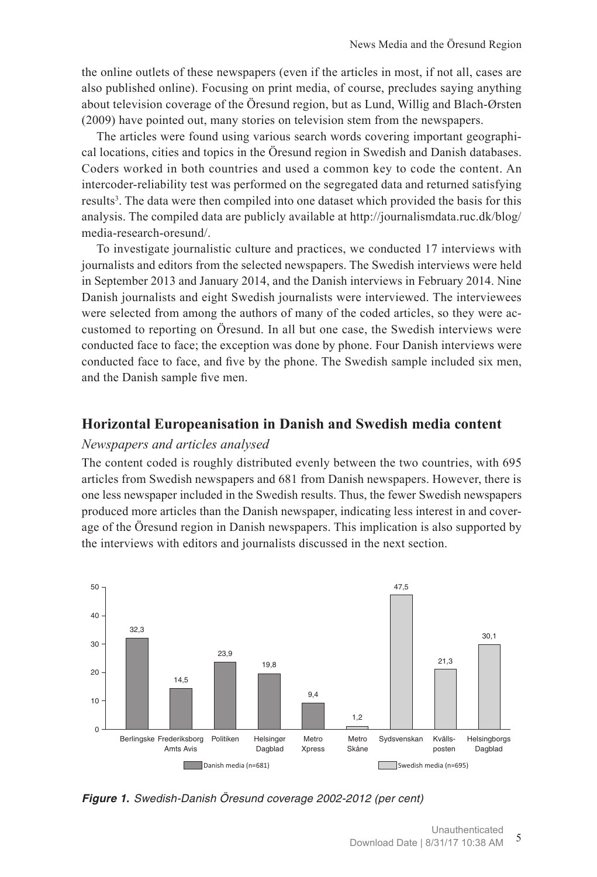the online outlets of these newspapers (even if the articles in most, if not all, cases are also published online). Focusing on print media, of course, precludes saying anything about television coverage of the Öresund region, but as Lund, Willig and Blach-Ørsten (2009) have pointed out, many stories on television stem from the newspapers.

The articles were found using various search words covering important geographical locations, cities and topics in the Öresund region in Swedish and Danish databases. Coders worked in both countries and used a common key to code the content. An intercoder-reliability test was performed on the segregated data and returned satisfying results[3]. The data were then compiled into one dataset which provided the basis for this analysis. The compiled data are publicly available at http://journalismdata.ruc.dk/blog/media-research-oresund/.

To investigate journalistic culture and practices, we conducted 17 interviews with journalists and editors from the selected newspapers. The Swedish interviews were held in September 2013 and January 2014, and the Danish interviews in February 2014. Nine Danish journalists and eight Swedish journalists were interviewed. The interviewees were selected from among the authors of many of the coded articles, so they were accustomed to reporting on Öresund. In all but one case, the Swedish interviews were conducted face to face; the exception was done by phone. Four Danish interviews were conducted face to face, and five by the phone. The Swedish sample included six men, and the Danish sample five men.

## Horizontal Europeanisation in Danish and Swedish media content

### *Newspapers and articles analysed*

The content coded is roughly distributed evenly between the two countries, with 695 articles from Swedish newspapers and 681 from Danish newspapers. However, there is one less newspaper included in the Swedish results. Thus, the fewer Swedish newspapers produced more articles than the Danish newspaper, indicating less interest in and coverage of the Öresund region in Danish newspapers. This implication is also supported by the interviews with editors and journalists discussed in the next section.

| Newspaper | Media | Per cent |
|---|---|---|
| Berlingske | Danish media (n=681) | 32,3 |
| Frederiksborg Amts Avis | Danish media (n=681) | 14,5 |
| Politiken | Danish media (n=681) | 23,9 |
| Helsingør Dagblad | Danish media (n=681) | 19,8 |
| Metro Xpress | Danish media (n=681) | 9,4 |
| Metro Skåne | Swedish media (n=695) | 1,2 |
| Sydsvenskan | Swedish media (n=695) | 47,5 |
| Kvällsposten | Swedish media (n=695) | 21,3 |
| Helsingborgs Dagblad | Swedish media (n=695) | 30,1 |

***Figure 1.*** *Swedish-Danish Öresund coverage 2002-2012 (per cent)*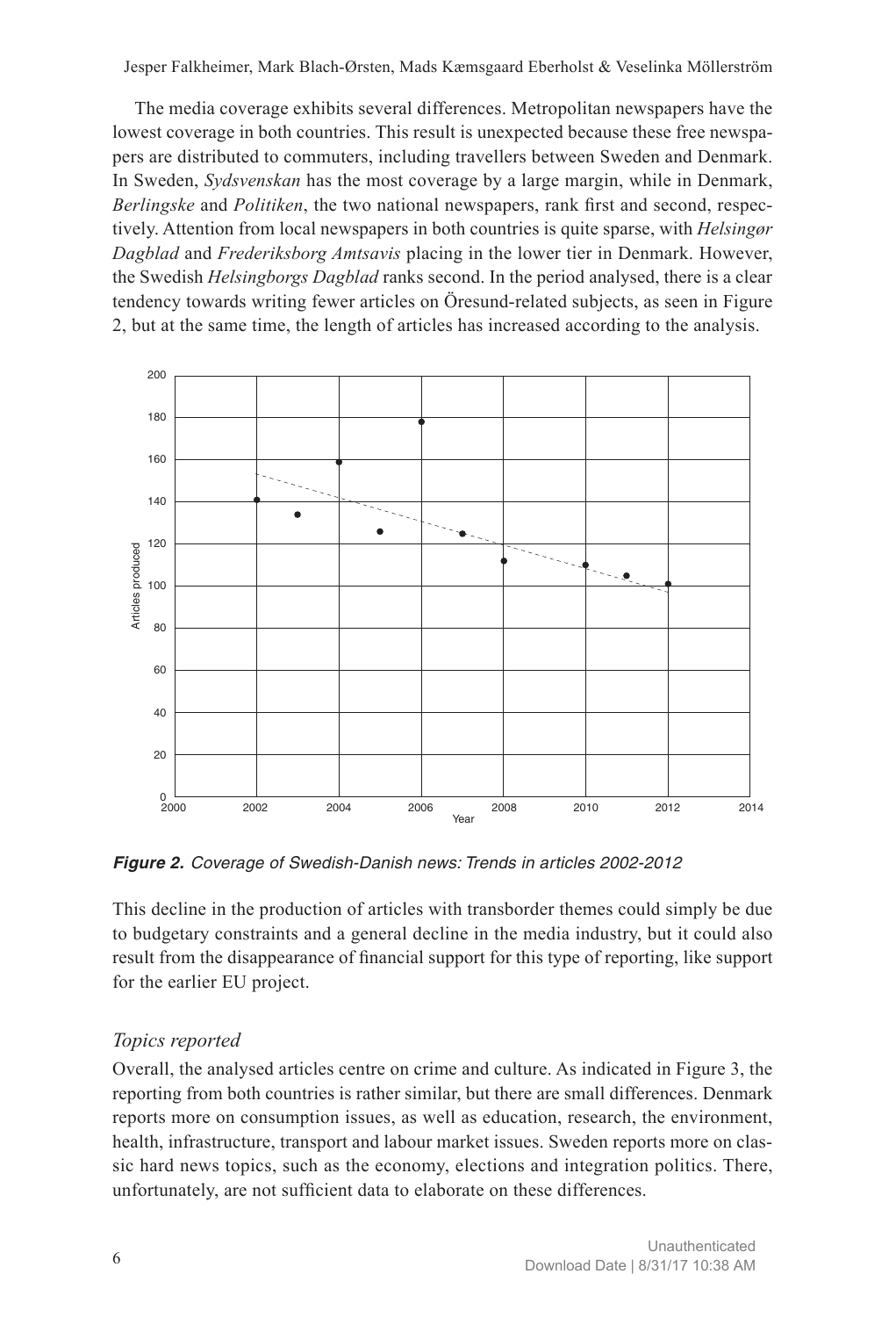The media coverage exhibits several differences. Metropolitan newspapers have the lowest coverage in both countries. This result is unexpected because these free newspapers are distributed to commuters, including travellers between Sweden and Denmark. In Sweden, *Sydsvenskan* has the most coverage by a large margin, while in Denmark, *Berlingske* and *Politiken*, the two national newspapers, rank first and second, respectively. Attention from local newspapers in both countries is quite sparse, with *Helsingør Dagblad* and *Frederiksborg Amtsavis* placing in the lower tier in Denmark. However, the Swedish *Helsingborgs Dagblad* ranks second. In the period analysed, there is a clear tendency towards writing fewer articles on Öresund-related subjects, as seen in Figure 2, but at the same time, the length of articles has increased according to the analysis.

***Figure 2.*** *Coverage of Swedish-Danish news: Trends in articles 2002-2012*

This decline in the production of articles with transborder themes could simply be due to budgetary constraints and a general decline in the media industry, but it could also result from the disappearance of financial support for this type of reporting, like support for the earlier EU project.

### *Topics reported*

Overall, the analysed articles centre on crime and culture. As indicated in Figure 3, the reporting from both countries is rather similar, but there are small differences. Denmark reports more on consumption issues, as well as education, research, the environment, health, infrastructure, transport and labour market issues. Sweden reports more on classic hard news topics, such as the economy, elections and integration politics. There, unfortunately, are not sufficient data to elaborate on these differences.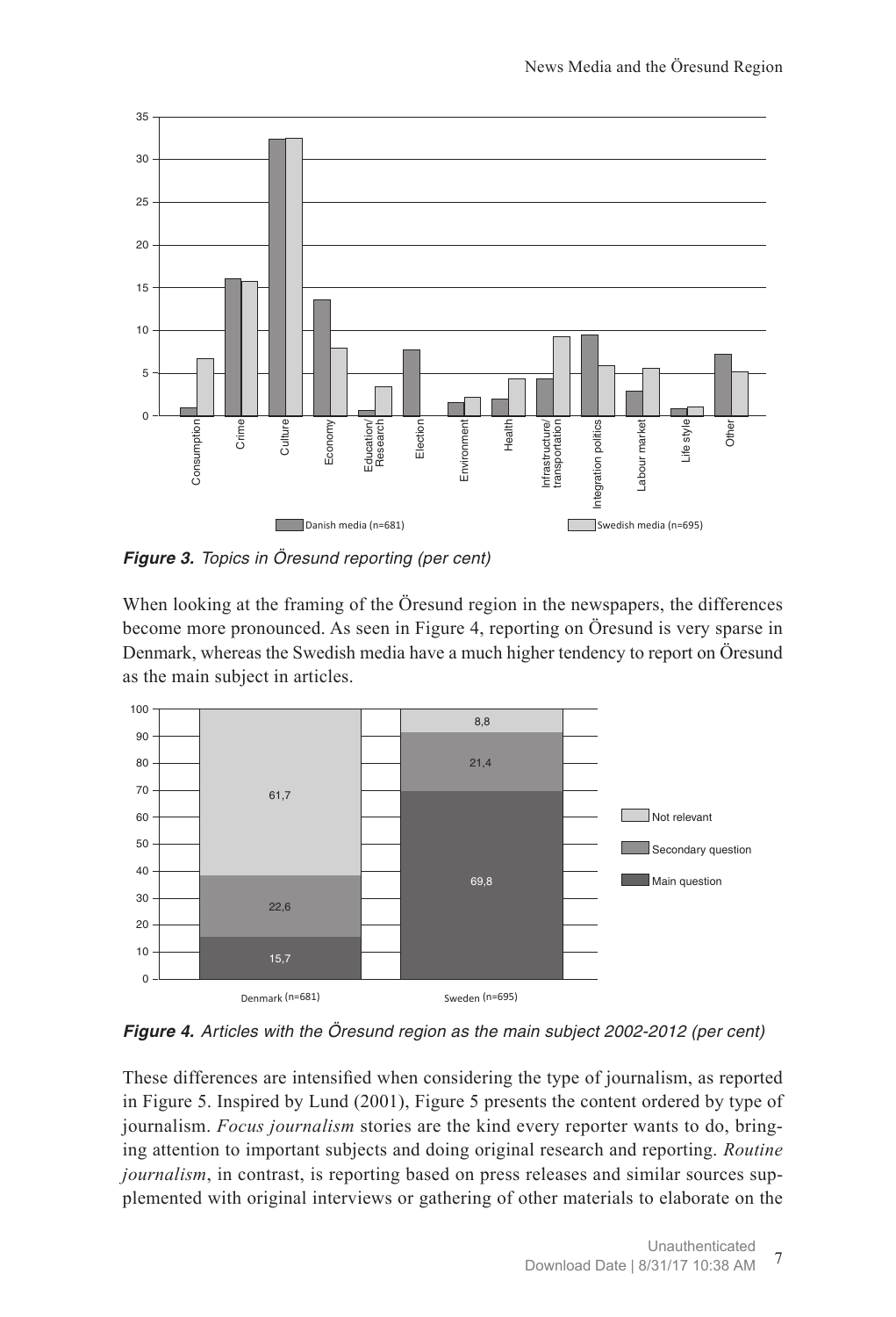*Figure 3. Topics in Öresund reporting (per cent)*

When looking at the framing of the Öresund region in the newspapers, the differences become more pronounced. As seen in Figure 4, reporting on Öresund is very sparse in Denmark, whereas the Swedish media have a much higher tendency to report on Öresund as the main subject in articles.

*Figure 4. Articles with the Öresund region as the main subject 2002-2012 (per cent)*

These differences are intensified when considering the type of journalism, as reported in Figure 5. Inspired by Lund (2001), Figure 5 presents the content ordered by type of journalism. *Focus journalism* stories are the kind every reporter wants to do, bringing attention to important subjects and doing original research and reporting. *Routine journalism*, in contrast, is reporting based on press releases and similar sources supplemented with original interviews or gathering of other materials to elaborate on the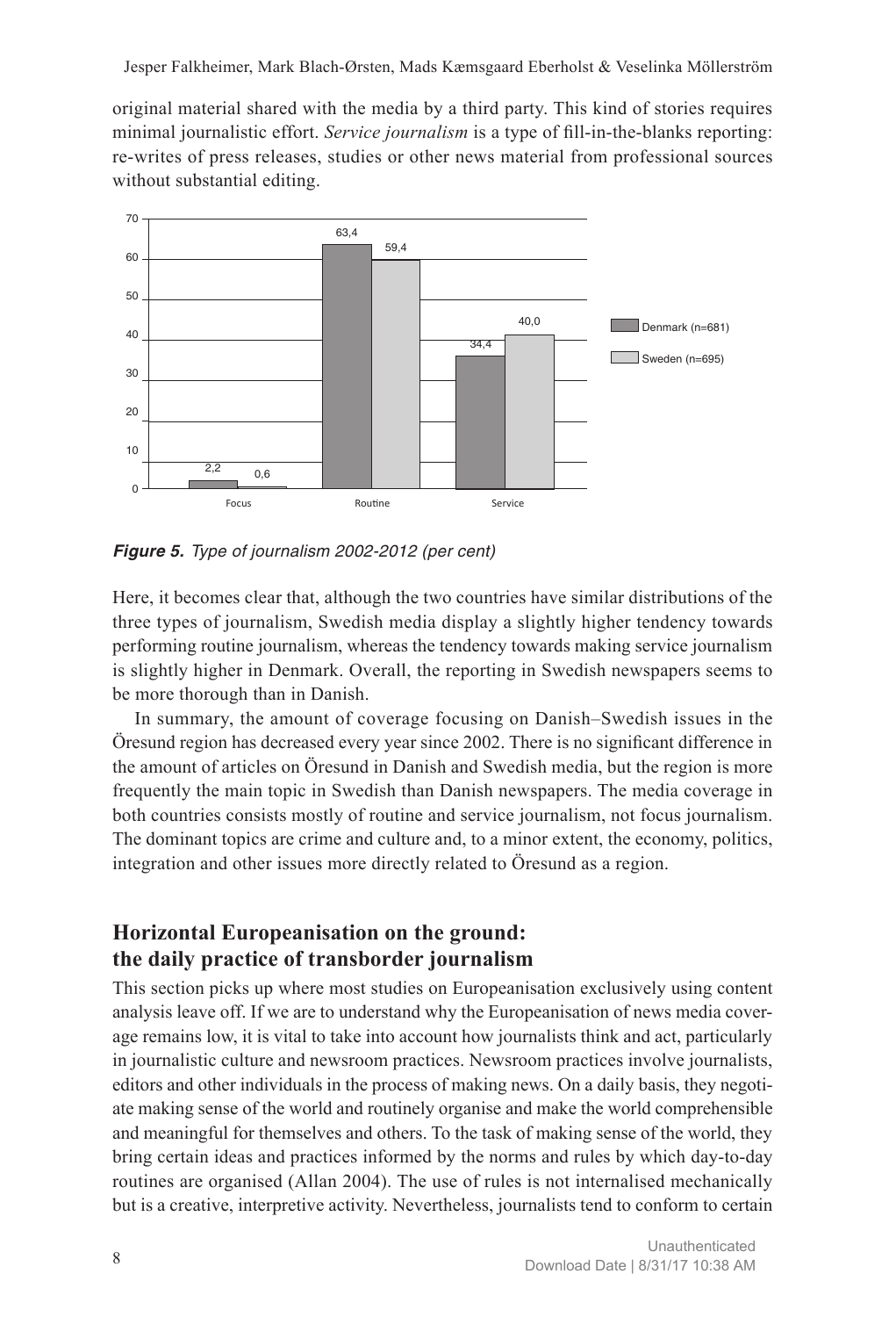original material shared with the media by a third party. This kind of stories requires minimal journalistic effort. *Service journalism* is a type of fill-in-the-blanks reporting: re-writes of press releases, studies or other news material from professional sources without substantial editing.

70
60
50
40
30
20
10
0

63,4
59,4
40,0
34,4
2,2
0,6

Focus
Routine
Service

Denmark (n=681)
Sweden (n=695)

***Figure 5.*** *Type of journalism 2002-2012 (per cent)*

Here, it becomes clear that, although the two countries have similar distributions of the three types of journalism, Swedish media display a slightly higher tendency towards performing routine journalism, whereas the tendency towards making service journalism is slightly higher in Denmark. Overall, the reporting in Swedish newspapers seems to be more thorough than in Danish.

In summary, the amount of coverage focusing on Danish–Swedish issues in the Öresund region has decreased every year since 2002. There is no significant difference in the amount of articles on Öresund in Danish and Swedish media, but the region is more frequently the main topic in Swedish than Danish newspapers. The media coverage in both countries consists mostly of routine and service journalism, not focus journalism. The dominant topics are crime and culture and, to a minor extent, the economy, politics, integration and other issues more directly related to Öresund as a region.

## Horizontal Europeanisation on the ground: the daily practice of transborder journalism

This section picks up where most studies on Europeanisation exclusively using content analysis leave off. If we are to understand why the Europeanisation of news media coverage remains low, it is vital to take into account how journalists think and act, particularly in journalistic culture and newsroom practices. Newsroom practices involve journalists, editors and other individuals in the process of making news. On a daily basis, they negotiate making sense of the world and routinely organise and make the world comprehensible and meaningful for themselves and others. To the task of making sense of the world, they bring certain ideas and practices informed by the norms and rules by which day-to-day routines are organised (Allan 2004). The use of rules is not internalised mechanically but is a creative, interpretive activity. Nevertheless, journalists tend to conform to certain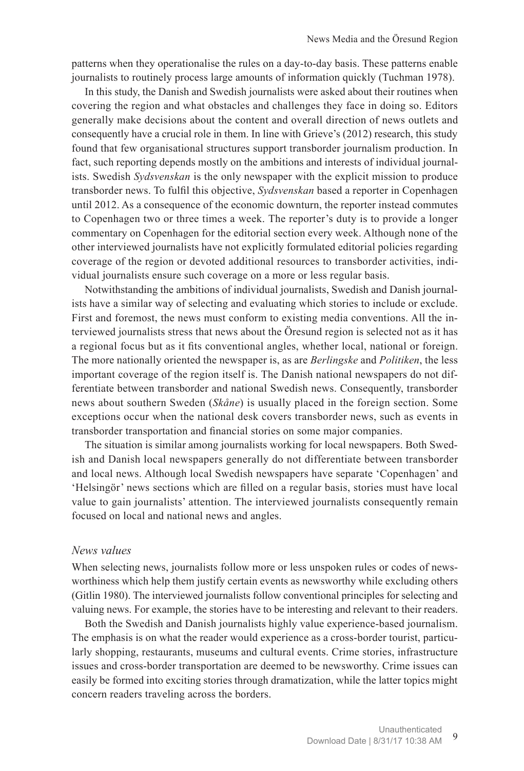patterns when they operationalise the rules on a day-to-day basis. These patterns enable journalists to routinely process large amounts of information quickly (Tuchman 1978).

In this study, the Danish and Swedish journalists were asked about their routines when covering the region and what obstacles and challenges they face in doing so. Editors generally make decisions about the content and overall direction of news outlets and consequently have a crucial role in them. In line with Grieve's (2012) research, this study found that few organisational structures support transborder journalism production. In fact, such reporting depends mostly on the ambitions and interests of individual journalists. Swedish *Sydsvenskan* is the only newspaper with the explicit mission to produce transborder news. To fulfil this objective, *Sydsvenskan* based a reporter in Copenhagen until 2012. As a consequence of the economic downturn, the reporter instead commutes to Copenhagen two or three times a week. The reporter's duty is to provide a longer commentary on Copenhagen for the editorial section every week. Although none of the other interviewed journalists have not explicitly formulated editorial policies regarding coverage of the region or devoted additional resources to transborder activities, individual journalists ensure such coverage on a more or less regular basis.

Notwithstanding the ambitions of individual journalists, Swedish and Danish journalists have a similar way of selecting and evaluating which stories to include or exclude. First and foremost, the news must conform to existing media conventions. All the interviewed journalists stress that news about the Öresund region is selected not as it has a regional focus but as it fits conventional angles, whether local, national or foreign. The more nationally oriented the newspaper is, as are *Berlingske* and *Politiken*, the less important coverage of the region itself is. The Danish national newspapers do not differentiate between transborder and national Swedish news. Consequently, transborder news about southern Sweden (*Skåne*) is usually placed in the foreign section. Some exceptions occur when the national desk covers transborder news, such as events in transborder transportation and financial stories on some major companies.

The situation is similar among journalists working for local newspapers. Both Swedish and Danish local newspapers generally do not differentiate between transborder and local news. Although local Swedish newspapers have separate 'Copenhagen' and 'Helsingör' news sections which are filled on a regular basis, stories must have local value to gain journalists' attention. The interviewed journalists consequently remain focused on local and national news and angles.

### *News values*

When selecting news, journalists follow more or less unspoken rules or codes of newsworthiness which help them justify certain events as newsworthy while excluding others (Gitlin 1980). The interviewed journalists follow conventional principles for selecting and valuing news. For example, the stories have to be interesting and relevant to their readers.

Both the Swedish and Danish journalists highly value experience-based journalism. The emphasis is on what the reader would experience as a cross-border tourist, particularly shopping, restaurants, museums and cultural events. Crime stories, infrastructure issues and cross-border transportation are deemed to be newsworthy. Crime issues can easily be formed into exciting stories through dramatization, while the latter topics might concern readers traveling across the borders.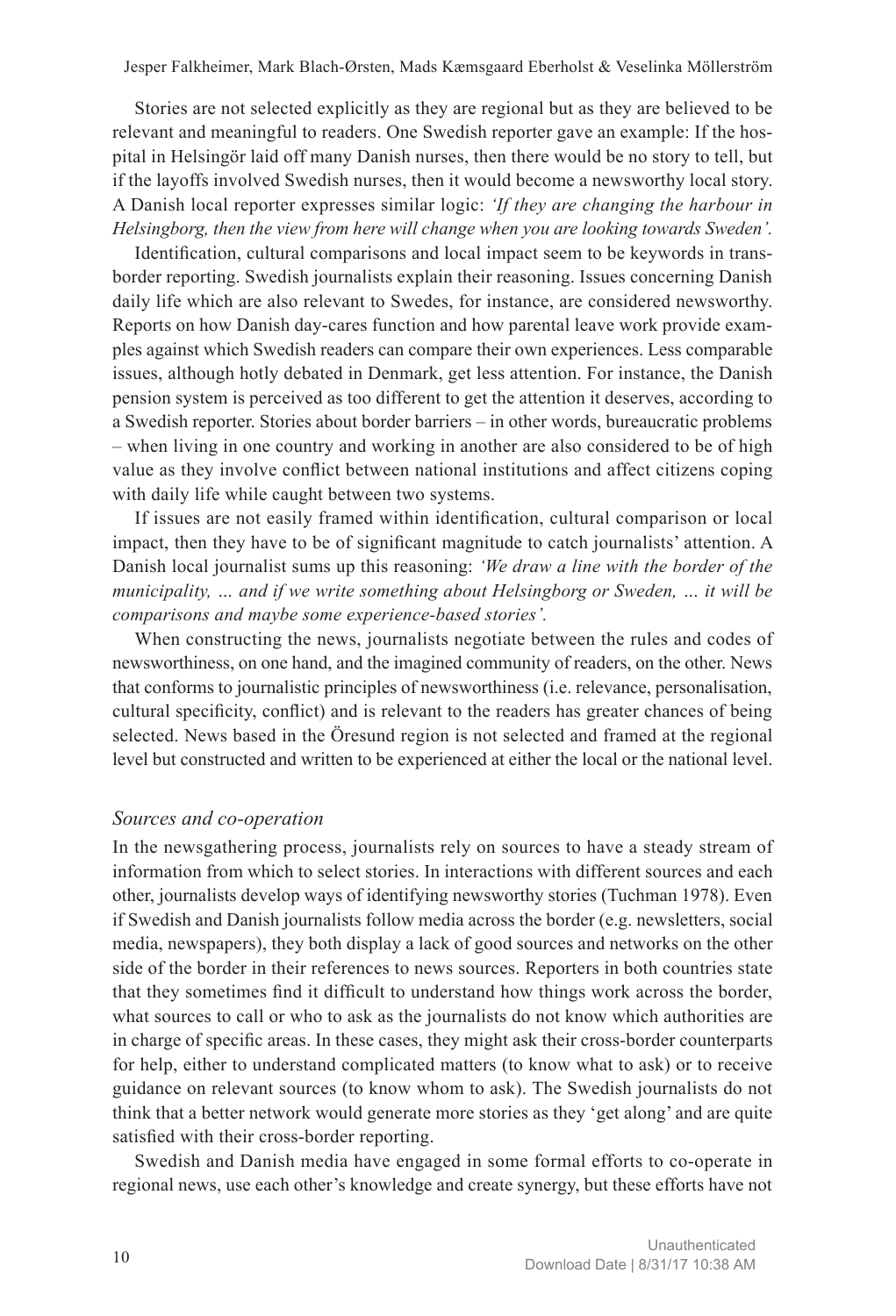Stories are not selected explicitly as they are regional but as they are believed to be relevant and meaningful to readers. One Swedish reporter gave an example: If the hospital in Helsingör laid off many Danish nurses, then there would be no story to tell, but if the layoffs involved Swedish nurses, then it would become a newsworthy local story. A Danish local reporter expresses similar logic: *'If they are changing the harbour in Helsingborg, then the view from here will change when you are looking towards Sweden'.*

Identification, cultural comparisons and local impact seem to be keywords in trans-border reporting. Swedish journalists explain their reasoning. Issues concerning Danish daily life which are also relevant to Swedes, for instance, are considered newsworthy. Reports on how Danish day-cares function and how parental leave work provide examples against which Swedish readers can compare their own experiences. Less comparable issues, although hotly debated in Denmark, get less attention. For instance, the Danish pension system is perceived as too different to get the attention it deserves, according to a Swedish reporter. Stories about border barriers – in other words, bureaucratic problems – when living in one country and working in another are also considered to be of high value as they involve conflict between national institutions and affect citizens coping with daily life while caught between two systems.

If issues are not easily framed within identification, cultural comparison or local impact, then they have to be of significant magnitude to catch journalists' attention. A Danish local journalist sums up this reasoning: *'We draw a line with the border of the municipality, … and if we write something about Helsingborg or Sweden, … it will be comparisons and maybe some experience-based stories'.*

When constructing the news, journalists negotiate between the rules and codes of newsworthiness, on one hand, and the imagined community of readers, on the other. News that conforms to journalistic principles of newsworthiness (i.e. relevance, personalisation, cultural specificity, conflict) and is relevant to the readers has greater chances of being selected. News based in the Öresund region is not selected and framed at the regional level but constructed and written to be experienced at either the local or the national level.

### *Sources and co-operation*

In the newsgathering process, journalists rely on sources to have a steady stream of information from which to select stories. In interactions with different sources and each other, journalists develop ways of identifying newsworthy stories (Tuchman 1978). Even if Swedish and Danish journalists follow media across the border (e.g. newsletters, social media, newspapers), they both display a lack of good sources and networks on the other side of the border in their references to news sources. Reporters in both countries state that they sometimes find it difficult to understand how things work across the border, what sources to call or who to ask as the journalists do not know which authorities are in charge of specific areas. In these cases, they might ask their cross-border counterparts for help, either to understand complicated matters (to know what to ask) or to receive guidance on relevant sources (to know whom to ask). The Swedish journalists do not think that a better network would generate more stories as they 'get along' and are quite satisfied with their cross-border reporting.

Swedish and Danish media have engaged in some formal efforts to co-operate in regional news, use each other's knowledge and create synergy, but these efforts have not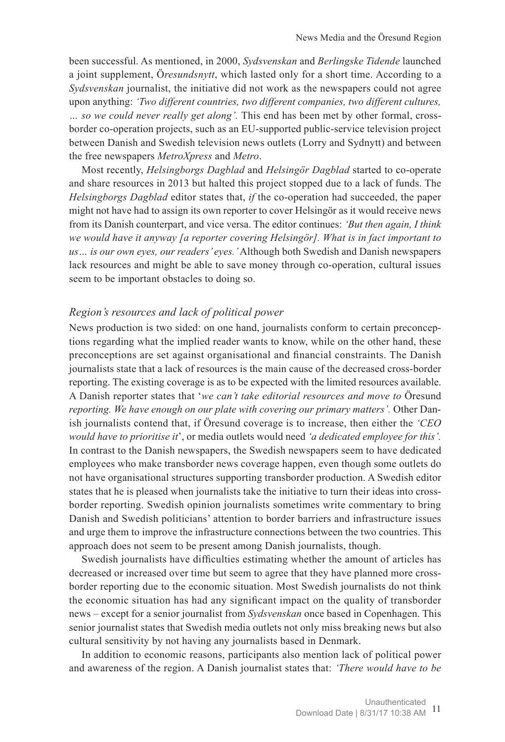been successful. As mentioned, in 2000, *Sydsvenskan* and *Berlingske Tidende* launched a joint supplement, *Öresundsnytt*, which lasted only for a short time. According to a *Sydsvenskan* journalist, the initiative did not work as the newspapers could not agree upon anything: *'Two different countries, two different companies, two different cultures, … so we could never really get along'.* This end has been met by other formal, cross-border co-operation projects, such as an EU-supported public-service television project between Danish and Swedish television news outlets (Lorry and Sydnytt) and between the free newspapers *MetroXpress* and *Metro*.

Most recently, *Helsingborgs Dagblad* and *Helsingör Dagblad* started to co-operate and share resources in 2013 but halted this project stopped due to a lack of funds. The *Helsingborgs Dagblad* editor states that, *if* the co-operation had succeeded, the paper might not have had to assign its own reporter to cover Helsingör as it would receive news from its Danish counterpart, and vice versa. The editor continues: *'But then again, I think we would have it anyway [a reporter covering Helsingör]. What is in fact important to us… is our own eyes, our readers' eyes.'* Although both Swedish and Danish newspapers lack resources and might be able to save money through co-operation, cultural issues seem to be important obstacles to doing so.

### *Region's resources and lack of political power*

News production is two sided: on one hand, journalists conform to certain preconceptions regarding what the implied reader wants to know, while on the other hand, these preconceptions are set against organisational and financial constraints. The Danish journalists state that a lack of resources is the main cause of the decreased cross-border reporting. The existing coverage is as to be expected with the limited resources available. A Danish reporter states that '*we can't take editorial resources and move to* Öresund *reporting. We have enough on our plate with covering our primary matters'.* Other Danish journalists contend that, if Öresund coverage is to increase, then either the *'CEO would have to prioritise it*', or media outlets would need *'a dedicated employee for this'.* In contrast to the Danish newspapers, the Swedish newspapers seem to have dedicated employees who make transborder news coverage happen, even though some outlets do not have organisational structures supporting transborder production. A Swedish editor states that he is pleased when journalists take the initiative to turn their ideas into cross-border reporting. Swedish opinion journalists sometimes write commentary to bring Danish and Swedish politicians' attention to border barriers and infrastructure issues and urge them to improve the infrastructure connections between the two countries. This approach does not seem to be present among Danish journalists, though.

Swedish journalists have difficulties estimating whether the amount of articles has decreased or increased over time but seem to agree that they have planned more cross-border reporting due to the economic situation. Most Swedish journalists do not think the economic situation has had any significant impact on the quality of transborder news – except for a senior journalist from *Sydsvenskan* once based in Copenhagen. This senior journalist states that Swedish media outlets not only miss breaking news but also cultural sensitivity by not having any journalists based in Denmark.

In addition to economic reasons, participants also mention lack of political power and awareness of the region. A Danish journalist states that: *'There would have to be*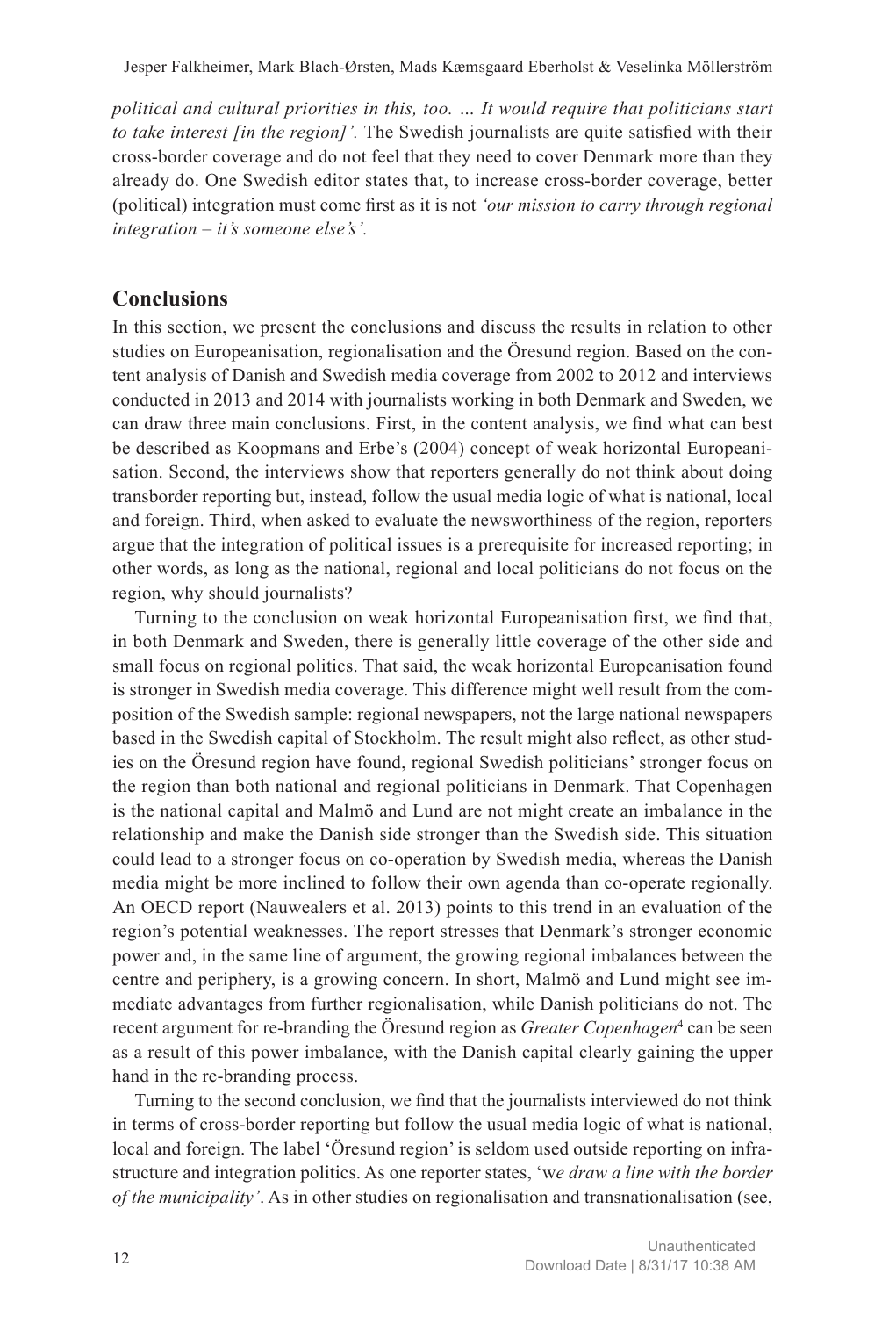*political and cultural priorities in this, too. … It would require that politicians start to take interest [in the region]'.* The Swedish journalists are quite satisfied with their cross-border coverage and do not feel that they need to cover Denmark more than they already do. One Swedish editor states that, to increase cross-border coverage, better (political) integration must come first as it is not *'our mission to carry through regional integration – it's someone else's'*.

## Conclusions

In this section, we present the conclusions and discuss the results in relation to other studies on Europeanisation, regionalisation and the Öresund region. Based on the content analysis of Danish and Swedish media coverage from 2002 to 2012 and interviews conducted in 2013 and 2014 with journalists working in both Denmark and Sweden, we can draw three main conclusions. First, in the content analysis, we find what can best be described as Koopmans and Erbe's (2004) concept of weak horizontal Europeanisation. Second, the interviews show that reporters generally do not think about doing transborder reporting but, instead, follow the usual media logic of what is national, local and foreign. Third, when asked to evaluate the newsworthiness of the region, reporters argue that the integration of political issues is a prerequisite for increased reporting; in other words, as long as the national, regional and local politicians do not focus on the region, why should journalists?

Turning to the conclusion on weak horizontal Europeanisation first, we find that, in both Denmark and Sweden, there is generally little coverage of the other side and small focus on regional politics. That said, the weak horizontal Europeanisation found is stronger in Swedish media coverage. This difference might well result from the composition of the Swedish sample: regional newspapers, not the large national newspapers based in the Swedish capital of Stockholm. The result might also reflect, as other studies on the Öresund region have found, regional Swedish politicians' stronger focus on the region than both national and regional politicians in Denmark. That Copenhagen is the national capital and Malmö and Lund are not might create an imbalance in the relationship and make the Danish side stronger than the Swedish side. This situation could lead to a stronger focus on co-operation by Swedish media, whereas the Danish media might be more inclined to follow their own agenda than co-operate regionally. An OECD report (Nauwealers et al. 2013) points to this trend in an evaluation of the region's potential weaknesses. The report stresses that Denmark's stronger economic power and, in the same line of argument, the growing regional imbalances between the centre and periphery, is a growing concern. In short, Malmö and Lund might see immediate advantages from further regionalisation, while Danish politicians do not. The recent argument for re-branding the Öresund region as *Greater Copenhagen*[4] can be seen as a result of this power imbalance, with the Danish capital clearly gaining the upper hand in the re-branding process.

Turning to the second conclusion, we find that the journalists interviewed do not think in terms of cross-border reporting but follow the usual media logic of what is national, local and foreign. The label 'Öresund region' is seldom used outside reporting on infrastructure and integration politics. As one reporter states, '*we draw a line with the border of the municipality'*. As in other studies on regionalisation and transnationalisation (see,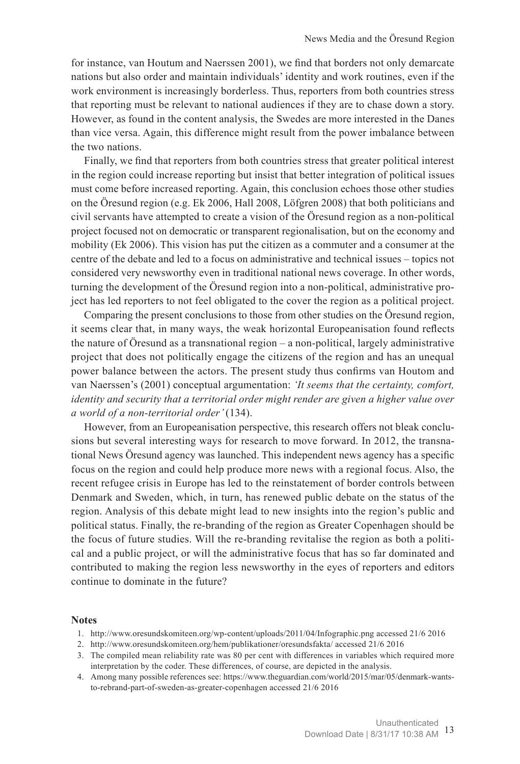for instance, van Houtum and Naerssen 2001), we find that borders not only demarcate nations but also order and maintain individuals' identity and work routines, even if the work environment is increasingly borderless. Thus, reporters from both countries stress that reporting must be relevant to national audiences if they are to chase down a story. However, as found in the content analysis, the Swedes are more interested in the Danes than vice versa. Again, this difference might result from the power imbalance between the two nations.

Finally, we find that reporters from both countries stress that greater political interest in the region could increase reporting but insist that better integration of political issues must come before increased reporting. Again, this conclusion echoes those other studies on the Öresund region (e.g. Ek 2006, Hall 2008, Löfgren 2008) that both politicians and civil servants have attempted to create a vision of the Öresund region as a non-political project focused not on democratic or transparent regionalisation, but on the economy and mobility (Ek 2006). This vision has put the citizen as a commuter and a consumer at the centre of the debate and led to a focus on administrative and technical issues – topics not considered very newsworthy even in traditional national news coverage. In other words, turning the development of the Öresund region into a non-political, administrative project has led reporters to not feel obligated to the cover the region as a political project.

Comparing the present conclusions to those from other studies on the Öresund region, it seems clear that, in many ways, the weak horizontal Europeanisation found reflects the nature of Öresund as a transnational region – a non-political, largely administrative project that does not politically engage the citizens of the region and has an unequal power balance between the actors. The present study thus confirms van Houtom and van Naerssen's (2001) conceptual argumentation: *'It seems that the certainty, comfort, identity and security that a territorial order might render are given a higher value over a world of a non-territorial order'* (134).

However, from an Europeanisation perspective, this research offers not bleak conclusions but several interesting ways for research to move forward. In 2012, the transnational News Öresund agency was launched. This independent news agency has a specific focus on the region and could help produce more news with a regional focus. Also, the recent refugee crisis in Europe has led to the reinstatement of border controls between Denmark and Sweden, which, in turn, has renewed public debate on the status of the region. Analysis of this debate might lead to new insights into the region's public and political status. Finally, the re-branding of the region as Greater Copenhagen should be the focus of future studies. Will the re-branding revitalise the region as both a political and a public project, or will the administrative focus that has so far dominated and contributed to making the region less newsworthy in the eyes of reporters and editors continue to dominate in the future?

## Notes

1. http://www.oresundskomiteen.org/wp-content/uploads/2011/04/Infographic.png accessed 21/6 2016
2. http://www.oresundskomiteen.org/hem/publikationer/oresundsfakta/ accessed 21/6 2016
3. The compiled mean reliability rate was 80 per cent with differences in variables which required more interpretation by the coder. These differences, of course, are depicted in the analysis.
4. Among many possible references see: https://www.theguardian.com/world/2015/mar/05/denmark-wants-to-rebrand-part-of-sweden-as-greater-copenhagen accessed 21/6 2016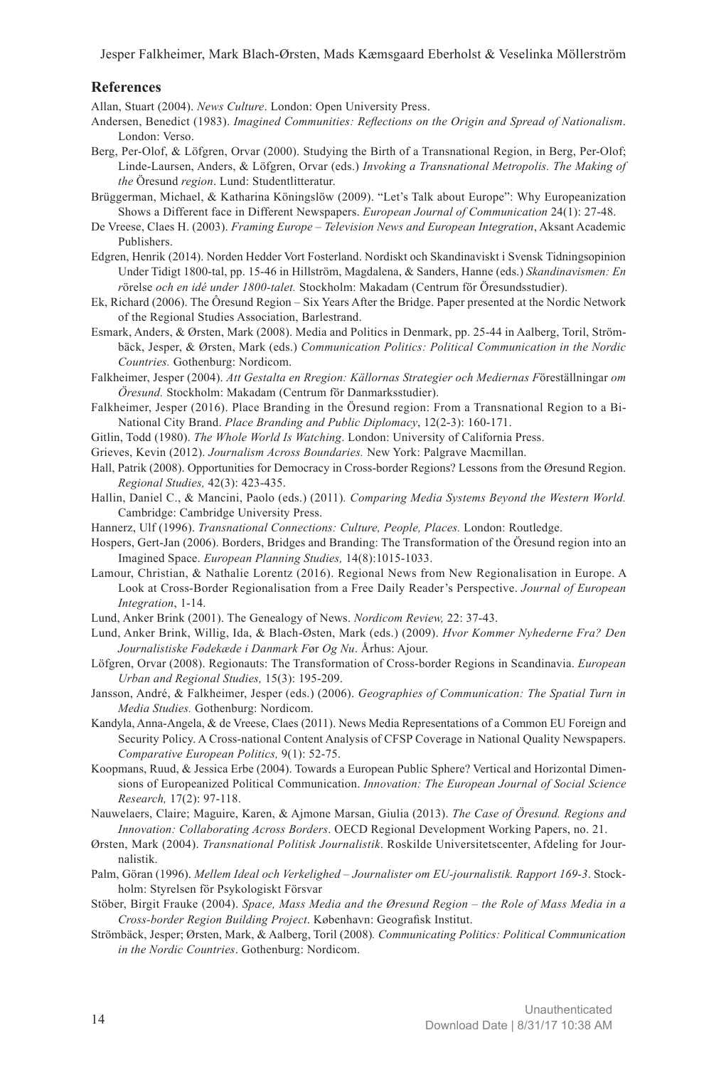## References

Allan, Stuart (2004). *News Culture*. London: Open University Press.

Andersen, Benedict (1983). *Imagined Communities: Reflections on the Origin and Spread of Nationalism*. London: Verso.

Berg, Per-Olof, & Löfgren, Orvar (2000). Studying the Birth of a Transnational Region, in Berg, Per-Olof; Linde-Laursen, Anders, & Löfgren, Orvar (eds.) *Invoking a Transnational Metropolis. The Making of the* Öresund *region*. Lund: Studentlitteratur.

Brüggerman, Michael, & Katharina Köningslöw (2009). "Let's Talk about Europe": Why Europeanization Shows a Different face in Different Newspapers. *European Journal of Communication* 24(1): 27-48.

De Vreese, Claes H. (2003). *Framing Europe – Television News and European Integration*, Aksant Academic Publishers.

Edgren, Henrik (2014). Norden Hedder Vort Fosterland. Nordiskt och Skandinaviskt i Svensk Tidningsopinion Under Tidigt 1800-tal, pp. 15-46 in Hillström, Magdalena, & Sanders, Hanne (eds.) *Skandinavismen: En r*örelse *och en idé under 1800-talet.* Stockholm: Makadam (Centrum för Öresundsstudier).

Ek, Richard (2006). The Ôresund Region – Six Years After the Bridge. Paper presented at the Nordic Network of the Regional Studies Association, Barlestrand.

Esmark, Anders, & Ørsten, Mark (2008). Media and Politics in Denmark, pp. 25-44 in Aalberg, Toril, Strömbäck, Jesper, & Ørsten, Mark (eds.) *Communication Politics: Political Communication in the Nordic Countries.* Gothenburg: Nordicom.

Falkheimer, Jesper (2004). *Att Gestalta en Rregion: Källornas Strategier och Mediernas F*öreställningar *om Öresund.* Stockholm: Makadam (Centrum för Danmarksstudier).

Falkheimer, Jesper (2016). Place Branding in the Öresund region: From a Transnational Region to a Bi-National City Brand. *Place Branding and Public Diplomacy*, 12(2-3): 160-171.

Gitlin, Todd (1980). *The Whole World Is Watching*. London: University of California Press.

Grieves, Kevin (2012). *Journalism Across Boundaries.* New York: Palgrave Macmillan.

Hall, Patrik (2008). Opportunities for Democracy in Cross-border Regions? Lessons from the Øresund Region. *Regional Studies,* 42(3): 423-435.

Hallin, Daniel C., & Mancini, Paolo (eds.) (2011)*. Comparing Media Systems Beyond the Western World.* Cambridge: Cambridge University Press.

Hannerz, Ulf (1996). *Transnational Connections: Culture, People, Places.* London: Routledge.

Hospers, Gert-Jan (2006). Borders, Bridges and Branding: The Transformation of the Öresund region into an Imagined Space. *European Planning Studies,* 14(8):1015-1033.

Lamour, Christian, & Nathalie Lorentz (2016). Regional News from New Regionalisation in Europe. A Look at Cross-Border Regionalisation from a Free Daily Reader's Perspective. *Journal of European Integration*, 1-14.

Lund, Anker Brink (2001). The Genealogy of News. *Nordicom Review,* 22: 37-43.

Lund, Anker Brink, Willig, Ida, & Blach-Østen, Mark (eds.) (2009). *Hvor Kommer Nyhederne Fra? Den Journalistiske Fødekæde i Danmark F*ør *Og Nu*. Århus: Ajour.

Löfgren, Orvar (2008). Regionauts: The Transformation of Cross-border Regions in Scandinavia. *European Urban and Regional Studies,* 15(3): 195-209.

Jansson, André, & Falkheimer, Jesper (eds.) (2006). *Geographies of Communication: The Spatial Turn in Media Studies.* Gothenburg: Nordicom.

Kandyla, Anna-Angela, & de Vreese, Claes (2011). News Media Representations of a Common EU Foreign and Security Policy. A Cross-national Content Analysis of CFSP Coverage in National Quality Newspapers. *Comparative European Politics,* 9(1): 52-75.

Koopmans, Ruud, & Jessica Erbe (2004). Towards a European Public Sphere? Vertical and Horizontal Dimensions of Europeanized Political Communication. *Innovation: The European Journal of Social Science Research,* 17(2): 97-118.

Nauwelaers, Claire; Maguire, Karen, & Ajmone Marsan, Giulia (2013). *The Case of Öresund. Regions and Innovation: Collaborating Across Borders*. OECD Regional Development Working Papers, no. 21.

Ørsten, Mark (2004). *Transnational Politisk Journalistik*. Roskilde Universitetscenter, Afdeling for Journalistik.

Palm, Göran (1996). *Mellem Ideal och Verkelighed – Journalister om EU-journalistik. Rapport 169-3*. Stockholm: Styrelsen för Psykologiskt Försvar

Stöber, Birgit Frauke (2004). *Space, Mass Media and the Øresund Region – the Role of Mass Media in a Cross-border Region Building Project*. København: Geografisk Institut.

Strömbäck, Jesper; Ørsten, Mark, & Aalberg, Toril (2008)*. Communicating Politics: Political Communication in the Nordic Countries*. Gothenburg: Nordicom.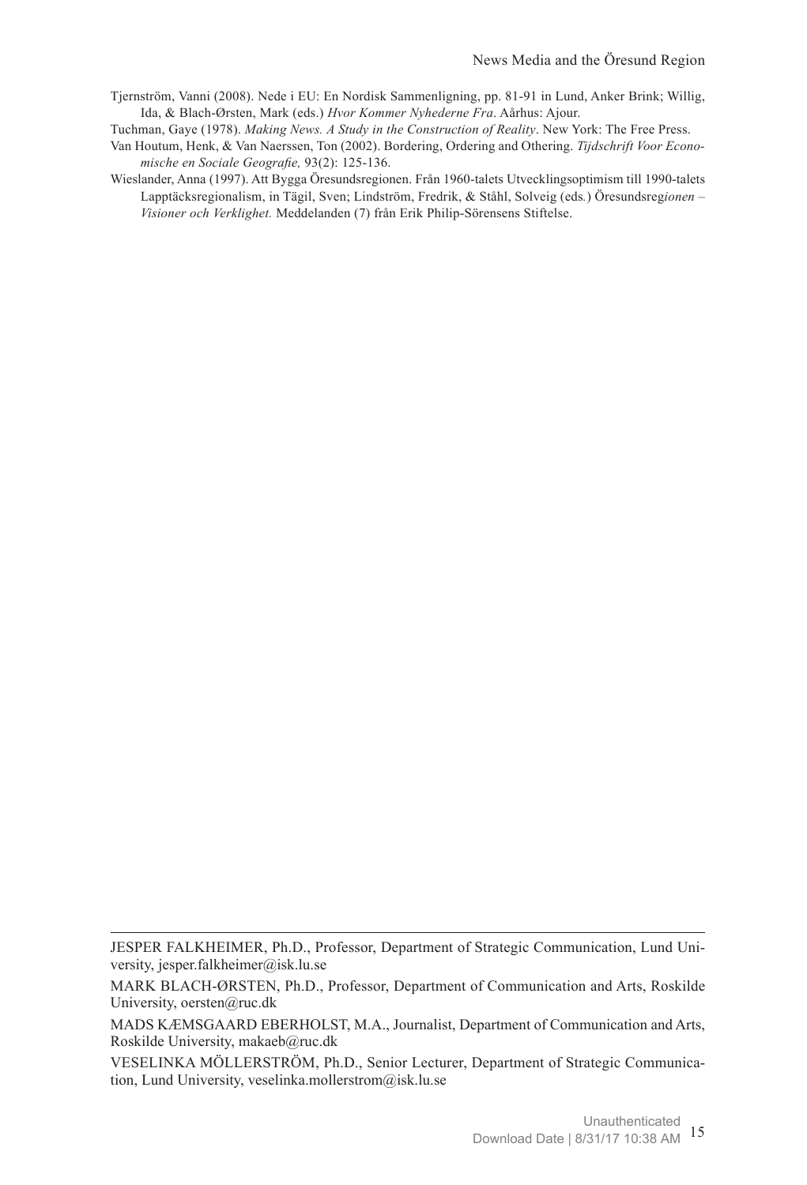Tjernström, Vanni (2008). Nede i EU: En Nordisk Sammenligning, pp. 81-91 in Lund, Anker Brink; Willig, Ida, & Blach-Ørsten, Mark (eds.) *Hvor Kommer Nyhederne Fra*. Aårhus: Ajour.

Tuchman, Gaye (1978). *Making News. A Study in the Construction of Reality*. New York: The Free Press.

Van Houtum, Henk, & Van Naerssen, Ton (2002). Bordering, Ordering and Othering. *Tijdschrift Voor Economische en Sociale Geografie,* 93(2): 125-136.

Wieslander, Anna (1997). Att Bygga Öresundsregionen. Från 1960-talets Utvecklingsoptimism till 1990-talets Lapptäcksregionalism, in Tägil, Sven; Lindström, Fredrik, & Ståhl, Solveig (eds.) Öresundsreg*ionen – Visioner och Verklighet.* Meddelanden (7) från Erik Philip-Sörensens Stiftelse.

---

JESPER FALKHEIMER, Ph.D., Professor, Department of Strategic Communication, Lund University, jesper.falkheimer@isk.lu.se

MARK BLACH-ØRSTEN, Ph.D., Professor, Department of Communication and Arts, Roskilde University, oersten@ruc.dk

MADS KÆMSGAARD EBERHOLST, M.A., Journalist, Department of Communication and Arts, Roskilde University, makaeb@ruc.dk

VESELINKA MÖLLERSTRÖM, Ph.D., Senior Lecturer, Department of Strategic Communication, Lund University, veselinka.mollerstrom@isk.lu.se